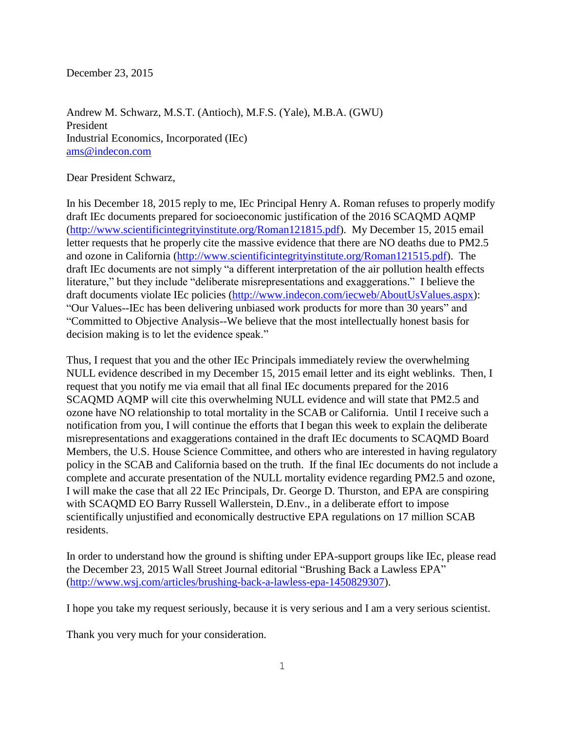December 23, 2015

Andrew M. Schwarz, M.S.T. (Antioch), M.F.S. (Yale), M.B.A. (GWU)  
President  
Industrial Economics, Incorporated (IEc)  
ams@indecon.com

Dear President Schwarz,

In his December 18, 2015 reply to me, IEc Principal Henry A. Roman refuses to properly modify draft IEc documents prepared for socioeconomic justification of the 2016 SCAQMD AQMP (http://www.scientificintegrityinstitute.org/Roman121815.pdf). My December 15, 2015 email letter requests that he properly cite the massive evidence that there are NO deaths due to PM2.5 and ozone in California (http://www.scientificintegrityinstitute.org/Roman121515.pdf). The draft IEc documents are not simply "a different interpretation of the air pollution health effects literature," but they include "deliberate misrepresentations and exaggerations." I believe the draft documents violate IEc policies (http://www.indecon.com/iecweb/AboutUsValues.aspx): "Our Values--IEc has been delivering unbiased work products for more than 30 years" and "Committed to Objective Analysis--We believe that the most intellectually honest basis for decision making is to let the evidence speak."

Thus, I request that you and the other IEc Principals immediately review the overwhelming NULL evidence described in my December 15, 2015 email letter and its eight weblinks. Then, I request that you notify me via email that all final IEc documents prepared for the 2016 SCAQMD AQMP will cite this overwhelming NULL evidence and will state that PM2.5 and ozone have NO relationship to total mortality in the SCAB or California. Until I receive such a notification from you, I will continue the efforts that I began this week to explain the deliberate misrepresentations and exaggerations contained in the draft IEc documents to SCAQMD Board Members, the U.S. House Science Committee, and others who are interested in having regulatory policy in the SCAB and California based on the truth. If the final IEc documents do not include a complete and accurate presentation of the NULL mortality evidence regarding PM2.5 and ozone, I will make the case that all 22 IEc Principals, Dr. George D. Thurston, and EPA are conspiring with SCAQMD EO Barry Russell Wallerstein, D.Env., in a deliberate effort to impose scientifically unjustified and economically destructive EPA regulations on 17 million SCAB residents.

In order to understand how the ground is shifting under EPA-support groups like IEc, please read the December 23, 2015 Wall Street Journal editorial "Brushing Back a Lawless EPA" (http://www.wsj.com/articles/brushing-back-a-lawless-epa-1450829307).

I hope you take my request seriously, because it is very serious and I am a very serious scientist.

Thank you very much for your consideration.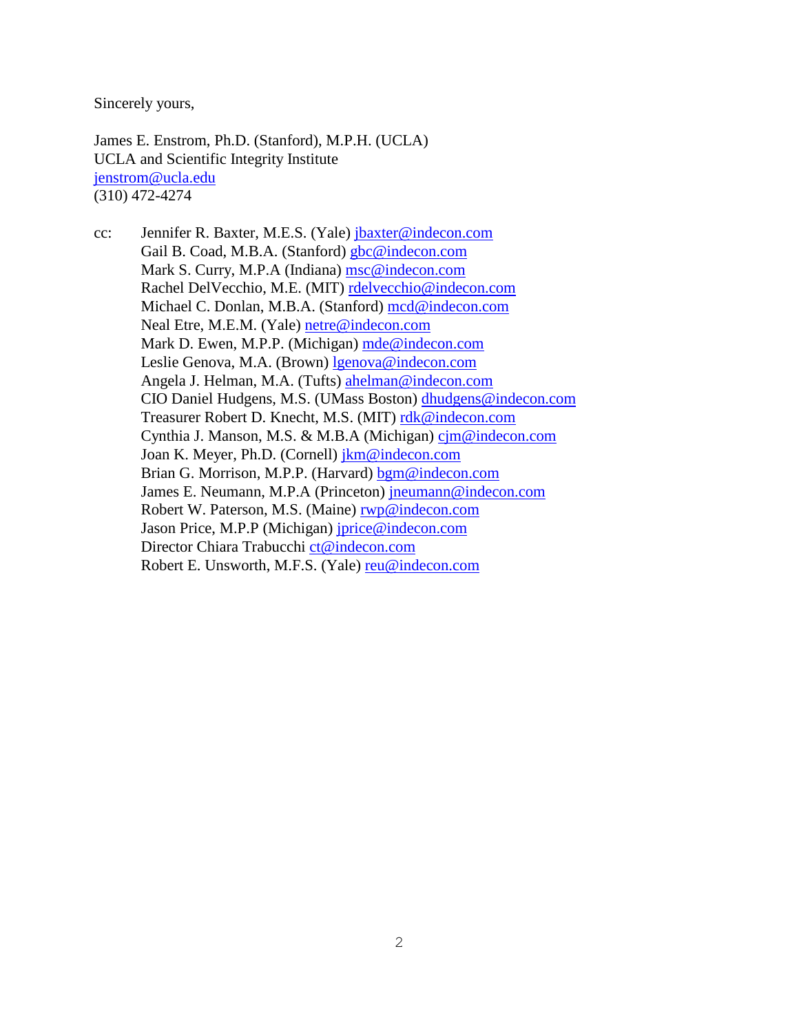Sincerely yours,

James E. Enstrom, Ph.D. (Stanford), M.P.H. (UCLA)
UCLA and Scientific Integrity Institute
jenstrom@ucla.edu
(310) 472-4274

cc: Jennifer R. Baxter, M.E.S. (Yale) jbaxter@indecon.com
Gail B. Coad, M.B.A. (Stanford) gbc@indecon.com
Mark S. Curry, M.P.A (Indiana) msc@indecon.com
Rachel DelVecchio, M.E. (MIT) rdelvecchio@indecon.com
Michael C. Donlan, M.B.A. (Stanford) mcd@indecon.com
Neal Etre, M.E.M. (Yale) netre@indecon.com
Mark D. Ewen, M.P.P. (Michigan) mde@indecon.com
Leslie Genova, M.A. (Brown) lgenova@indecon.com
Angela J. Helman, M.A. (Tufts) ahelman@indecon.com
CIO Daniel Hudgens, M.S. (UMass Boston) dhudgens@indecon.com
Treasurer Robert D. Knecht, M.S. (MIT) rdk@indecon.com
Cynthia J. Manson, M.S. & M.B.A (Michigan) cjm@indecon.com
Joan K. Meyer, Ph.D. (Cornell) jkm@indecon.com
Brian G. Morrison, M.P.P. (Harvard) bgm@indecon.com
James E. Neumann, M.P.A (Princeton) jneumann@indecon.com
Robert W. Paterson, M.S. (Maine) rwp@indecon.com
Jason Price, M.P.P (Michigan) jprice@indecon.com
Director Chiara Trabucchi ct@indecon.com
Robert E. Unsworth, M.F.S. (Yale) reu@indecon.com